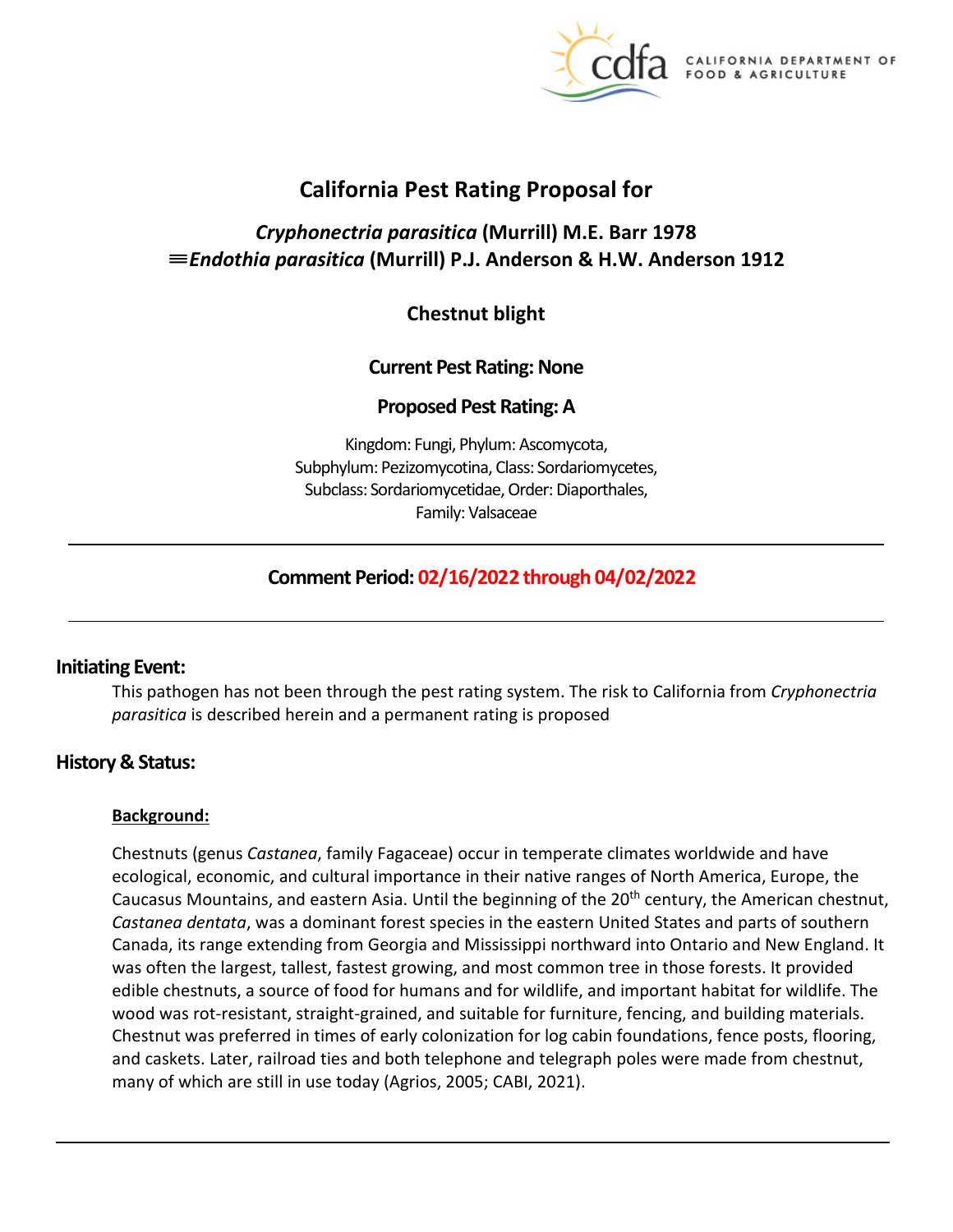# California Pest Rating Proposal for

## *Cryphonectria parasitica* (Murrill) M.E. Barr 1978
## ≡*Endothia parasitica* (Murrill) P.J. Anderson & H.W. Anderson 1912

## Chestnut blight

**Current Pest Rating: None**

**Proposed Pest Rating: A**

Kingdom: Fungi, Phylum: Ascomycota,
Subphylum: Pezizomycotina, Class: Sordariomycetes,
Subclass: Sordariomycetidae, Order: Diaporthales,
Family: Valsaceae

---

**Comment Period: 02/16/2022 through 04/02/2022**

---

## Initiating Event:

This pathogen has not been through the pest rating system. The risk to California from *Cryphonectria parasitica* is described herein and a permanent rating is proposed

## History & Status:

### Background:

Chestnuts (genus *Castanea*, family Fagaceae) occur in temperate climates worldwide and have ecological, economic, and cultural importance in their native ranges of North America, Europe, the Caucasus Mountains, and eastern Asia. Until the beginning of the 20th century, the American chestnut, *Castanea dentata*, was a dominant forest species in the eastern United States and parts of southern Canada, its range extending from Georgia and Mississippi northward into Ontario and New England. It was often the largest, tallest, fastest growing, and most common tree in those forests. It provided edible chestnuts, a source of food for humans and for wildlife, and important habitat for wildlife. The wood was rot-resistant, straight-grained, and suitable for furniture, fencing, and building materials. Chestnut was preferred in times of early colonization for log cabin foundations, fence posts, flooring, and caskets. Later, railroad ties and both telephone and telegraph poles were made from chestnut, many of which are still in use today (Agrios, 2005; CABI, 2021).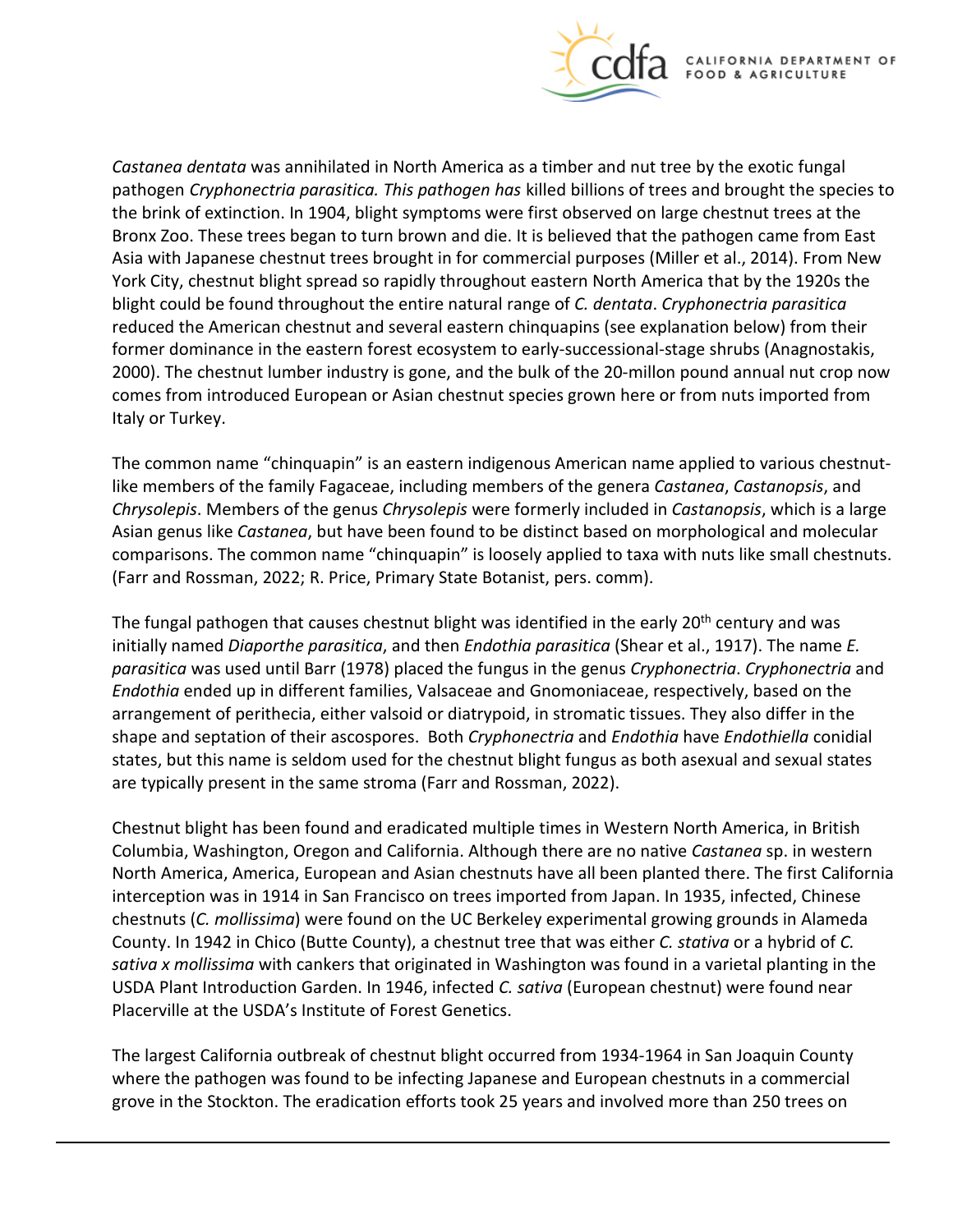*Castanea dentata* was annihilated in North America as a timber and nut tree by the exotic fungal pathogen *Cryphonectria parasitica. This pathogen has* killed billions of trees and brought the species to the brink of extinction. In 1904, blight symptoms were first observed on large chestnut trees at the Bronx Zoo. These trees began to turn brown and die. It is believed that the pathogen came from East Asia with Japanese chestnut trees brought in for commercial purposes (Miller et al., 2014). From New York City, chestnut blight spread so rapidly throughout eastern North America that by the 1920s the blight could be found throughout the entire natural range of *C. dentata*. *Cryphonectria parasitica* reduced the American chestnut and several eastern chinquapins (see explanation below) from their former dominance in the eastern forest ecosystem to early-successional-stage shrubs (Anagnostakis, 2000). The chestnut lumber industry is gone, and the bulk of the 20-millon pound annual nut crop now comes from introduced European or Asian chestnut species grown here or from nuts imported from Italy or Turkey.

The common name "chinquapin" is an eastern indigenous American name applied to various chestnut-like members of the family Fagaceae, including members of the genera *Castanea*, *Castanopsis*, and *Chrysolepis*. Members of the genus *Chrysolepis* were formerly included in *Castanopsis*, which is a large Asian genus like *Castanea*, but have been found to be distinct based on morphological and molecular comparisons. The common name "chinquapin" is loosely applied to taxa with nuts like small chestnuts. (Farr and Rossman, 2022; R. Price, Primary State Botanist, pers. comm).

The fungal pathogen that causes chestnut blight was identified in the early 20th century and was initially named *Diaporthe parasitica*, and then *Endothia parasitica* (Shear et al., 1917). The name *E. parasitica* was used until Barr (1978) placed the fungus in the genus *Cryphonectria*. *Cryphonectria* and *Endothia* ended up in different families, Valsaceae and Gnomoniaceae, respectively, based on the arrangement of perithecia, either valsoid or diatrypoid, in stromatic tissues. They also differ in the shape and septation of their ascospores. Both *Cryphonectria* and *Endothia* have *Endothiella* conidial states, but this name is seldom used for the chestnut blight fungus as both asexual and sexual states are typically present in the same stroma (Farr and Rossman, 2022).

Chestnut blight has been found and eradicated multiple times in Western North America, in British Columbia, Washington, Oregon and California. Although there are no native *Castanea* sp. in western North America, America, European and Asian chestnuts have all been planted there. The first California interception was in 1914 in San Francisco on trees imported from Japan. In 1935, infected, Chinese chestnuts (*C. mollissima*) were found on the UC Berkeley experimental growing grounds in Alameda County. In 1942 in Chico (Butte County), a chestnut tree that was either *C. stativa* or a hybrid of *C. sativa x mollissima* with cankers that originated in Washington was found in a varietal planting in the USDA Plant Introduction Garden. In 1946, infected *C. sativa* (European chestnut) were found near Placerville at the USDA's Institute of Forest Genetics.

The largest California outbreak of chestnut blight occurred from 1934-1964 in San Joaquin County where the pathogen was found to be infecting Japanese and European chestnuts in a commercial grove in the Stockton. The eradication efforts took 25 years and involved more than 250 trees on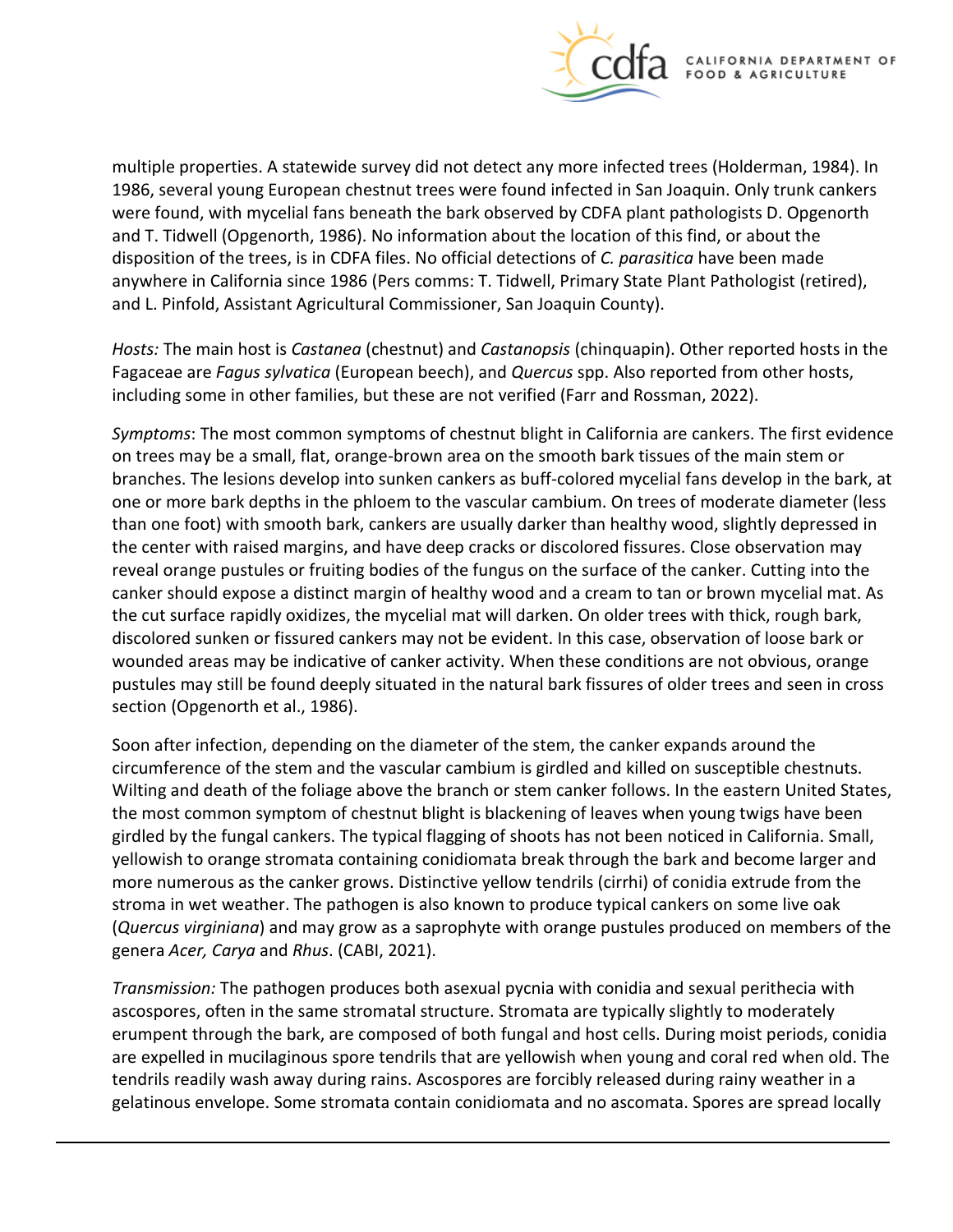multiple properties. A statewide survey did not detect any more infected trees (Holderman, 1984). In 1986, several young European chestnut trees were found infected in San Joaquin. Only trunk cankers were found, with mycelial fans beneath the bark observed by CDFA plant pathologists D. Opgenorth and T. Tidwell (Opgenorth, 1986). No information about the location of this find, or about the disposition of the trees, is in CDFA files. No official detections of *C. parasitica* have been made anywhere in California since 1986 (Pers comms: T. Tidwell, Primary State Plant Pathologist (retired), and L. Pinfold, Assistant Agricultural Commissioner, San Joaquin County).

*Hosts:* The main host is *Castanea* (chestnut) and *Castanopsis* (chinquapin). Other reported hosts in the Fagaceae are *Fagus sylvatica* (European beech), and *Quercus* spp. Also reported from other hosts, including some in other families, but these are not verified (Farr and Rossman, 2022).

*Symptoms*: The most common symptoms of chestnut blight in California are cankers. The first evidence on trees may be a small, flat, orange-brown area on the smooth bark tissues of the main stem or branches. The lesions develop into sunken cankers as buff-colored mycelial fans develop in the bark, at one or more bark depths in the phloem to the vascular cambium. On trees of moderate diameter (less than one foot) with smooth bark, cankers are usually darker than healthy wood, slightly depressed in the center with raised margins, and have deep cracks or discolored fissures. Close observation may reveal orange pustules or fruiting bodies of the fungus on the surface of the canker. Cutting into the canker should expose a distinct margin of healthy wood and a cream to tan or brown mycelial mat. As the cut surface rapidly oxidizes, the mycelial mat will darken. On older trees with thick, rough bark, discolored sunken or fissured cankers may not be evident. In this case, observation of loose bark or wounded areas may be indicative of canker activity. When these conditions are not obvious, orange pustules may still be found deeply situated in the natural bark fissures of older trees and seen in cross section (Opgenorth et al., 1986).

Soon after infection, depending on the diameter of the stem, the canker expands around the circumference of the stem and the vascular cambium is girdled and killed on susceptible chestnuts. Wilting and death of the foliage above the branch or stem canker follows. In the eastern United States, the most common symptom of chestnut blight is blackening of leaves when young twigs have been girdled by the fungal cankers. The typical flagging of shoots has not been noticed in California. Small, yellowish to orange stromata containing conidiomata break through the bark and become larger and more numerous as the canker grows. Distinctive yellow tendrils (cirrhi) of conidia extrude from the stroma in wet weather. The pathogen is also known to produce typical cankers on some live oak (*Quercus virginiana*) and may grow as a saprophyte with orange pustules produced on members of the genera *Acer, Carya* and *Rhus*. (CABI, 2021).

*Transmission:* The pathogen produces both asexual pycnia with conidia and sexual perithecia with ascospores, often in the same stromatal structure. Stromata are typically slightly to moderately erumpent through the bark, are composed of both fungal and host cells. During moist periods, conidia are expelled in mucilaginous spore tendrils that are yellowish when young and coral red when old. The tendrils readily wash away during rains. Ascospores are forcibly released during rainy weather in a gelatinous envelope. Some stromata contain conidiomata and no ascomata. Spores are spread locally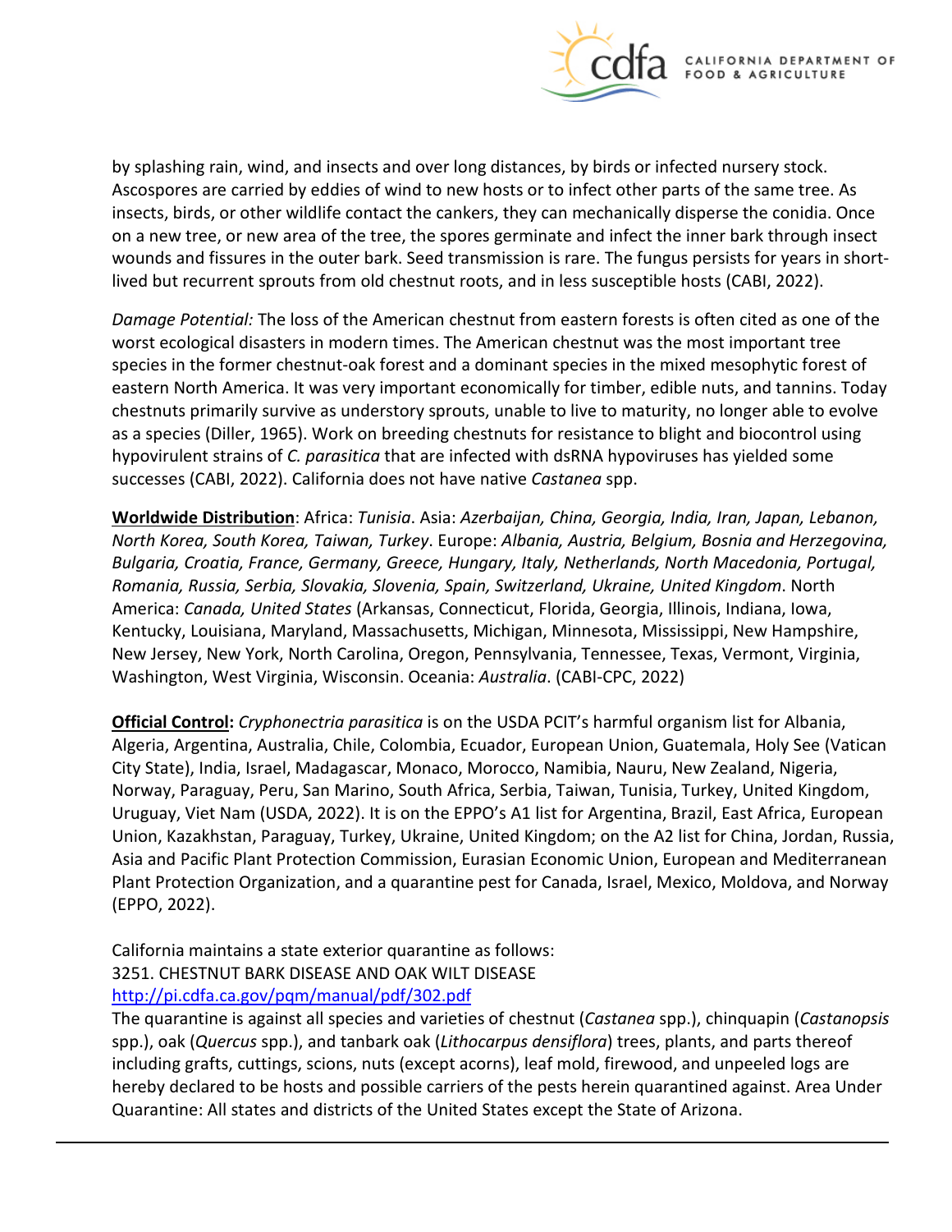by splashing rain, wind, and insects and over long distances, by birds or infected nursery stock. Ascospores are carried by eddies of wind to new hosts or to infect other parts of the same tree. As insects, birds, or other wildlife contact the cankers, they can mechanically disperse the conidia. Once on a new tree, or new area of the tree, the spores germinate and infect the inner bark through insect wounds and fissures in the outer bark. Seed transmission is rare. The fungus persists for years in short-lived but recurrent sprouts from old chestnut roots, and in less susceptible hosts (CABI, 2022).

*Damage Potential:* The loss of the American chestnut from eastern forests is often cited as one of the worst ecological disasters in modern times. The American chestnut was the most important tree species in the former chestnut-oak forest and a dominant species in the mixed mesophytic forest of eastern North America. It was very important economically for timber, edible nuts, and tannins. Today chestnuts primarily survive as understory sprouts, unable to live to maturity, no longer able to evolve as a species (Diller, 1965). Work on breeding chestnuts for resistance to blight and biocontrol using hypovirulent strains of *C. parasitica* that are infected with dsRNA hypoviruses has yielded some successes (CABI, 2022). California does not have native *Castanea* spp.

**Worldwide Distribution**: Africa: *Tunisia*. Asia: *Azerbaijan, China, Georgia, India, Iran, Japan, Lebanon, North Korea, South Korea, Taiwan, Turkey*. Europe: *Albania, Austria, Belgium, Bosnia and Herzegovina, Bulgaria, Croatia, France, Germany, Greece, Hungary, Italy, Netherlands, North Macedonia, Portugal, Romania, Russia, Serbia, Slovakia, Slovenia, Spain, Switzerland, Ukraine, United Kingdom*. North America: *Canada, United States* (Arkansas, Connecticut, Florida, Georgia, Illinois, Indiana, Iowa, Kentucky, Louisiana, Maryland, Massachusetts, Michigan, Minnesota, Mississippi, New Hampshire, New Jersey, New York, North Carolina, Oregon, Pennsylvania, Tennessee, Texas, Vermont, Virginia, Washington, West Virginia, Wisconsin. Oceania: *Australia*. (CABI-CPC, 2022)

**Official Control:** *Cryphonectria parasitica* is on the USDA PCIT's harmful organism list for Albania, Algeria, Argentina, Australia, Chile, Colombia, Ecuador, European Union, Guatemala, Holy See (Vatican City State), India, Israel, Madagascar, Monaco, Morocco, Namibia, Nauru, New Zealand, Nigeria, Norway, Paraguay, Peru, San Marino, South Africa, Serbia, Taiwan, Tunisia, Turkey, United Kingdom, Uruguay, Viet Nam (USDA, 2022). It is on the EPPO's A1 list for Argentina, Brazil, East Africa, European Union, Kazakhstan, Paraguay, Turkey, Ukraine, United Kingdom; on the A2 list for China, Jordan, Russia, Asia and Pacific Plant Protection Commission, Eurasian Economic Union, European and Mediterranean Plant Protection Organization, and a quarantine pest for Canada, Israel, Mexico, Moldova, and Norway (EPPO, 2022).

California maintains a state exterior quarantine as follows:
3251. CHESTNUT BARK DISEASE AND OAK WILT DISEASE
http://pi.cdfa.ca.gov/pqm/manual/pdf/302.pdf
The quarantine is against all species and varieties of chestnut (*Castanea* spp.), chinquapin (*Castanopsis* spp.), oak (*Quercus* spp.), and tanbark oak (*Lithocarpus densiflora*) trees, plants, and parts thereof including grafts, cuttings, scions, nuts (except acorns), leaf mold, firewood, and unpeeled logs are hereby declared to be hosts and possible carriers of the pests herein quarantined against. Area Under Quarantine: All states and districts of the United States except the State of Arizona.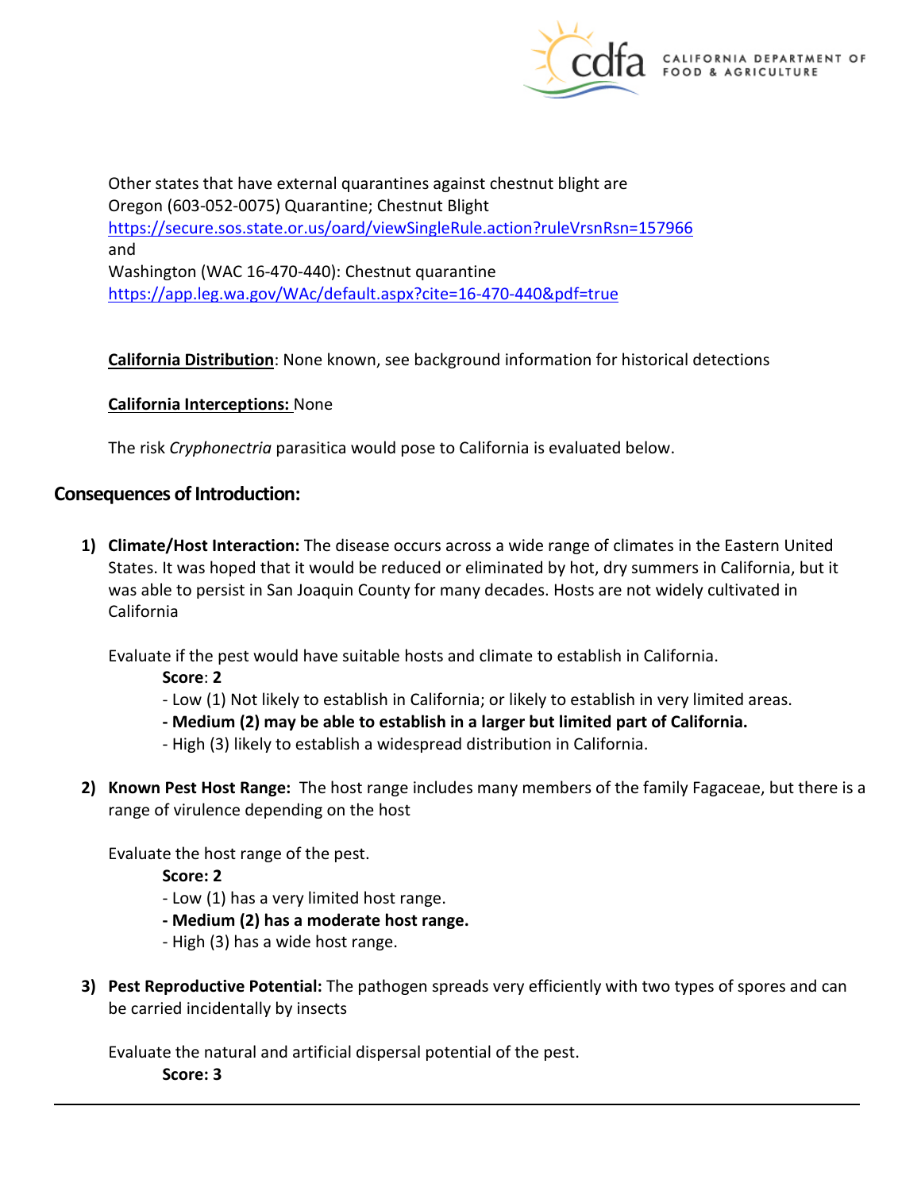Other states that have external quarantines against chestnut blight are
Oregon (603-052-0075) Quarantine; Chestnut Blight
https://secure.sos.state.or.us/oard/viewSingleRule.action?ruleVrsnRsn=157966
and
Washington (WAC 16-470-440): Chestnut quarantine
https://app.leg.wa.gov/WAc/default.aspx?cite=16-470-440&pdf=true

**California Distribution**: None known, see background information for historical detections

**California Interceptions:** None

The risk *Cryphonectria* parasitica would pose to California is evaluated below.

## Consequences of Introduction:

1) **Climate/Host Interaction:** The disease occurs across a wide range of climates in the Eastern United States. It was hoped that it would be reduced or eliminated by hot, dry summers in California, but it was able to persist in San Joaquin County for many decades. Hosts are not widely cultivated in California

   Evaluate if the pest would have suitable hosts and climate to establish in California.

   **Score**: **2**

   - Low (1) Not likely to establish in California; or likely to establish in very limited areas.
   - **Medium (2) may be able to establish in a larger but limited part of California.**
   - High (3) likely to establish a widespread distribution in California.

2) **Known Pest Host Range:** The host range includes many members of the family Fagaceae, but there is a range of virulence depending on the host

   Evaluate the host range of the pest.

   **Score: 2**

   - Low (1) has a very limited host range.
   - **Medium (2) has a moderate host range.**
   - High (3) has a wide host range.

3) **Pest Reproductive Potential:** The pathogen spreads very efficiently with two types of spores and can be carried incidentally by insects

   Evaluate the natural and artificial dispersal potential of the pest.

   **Score: 3**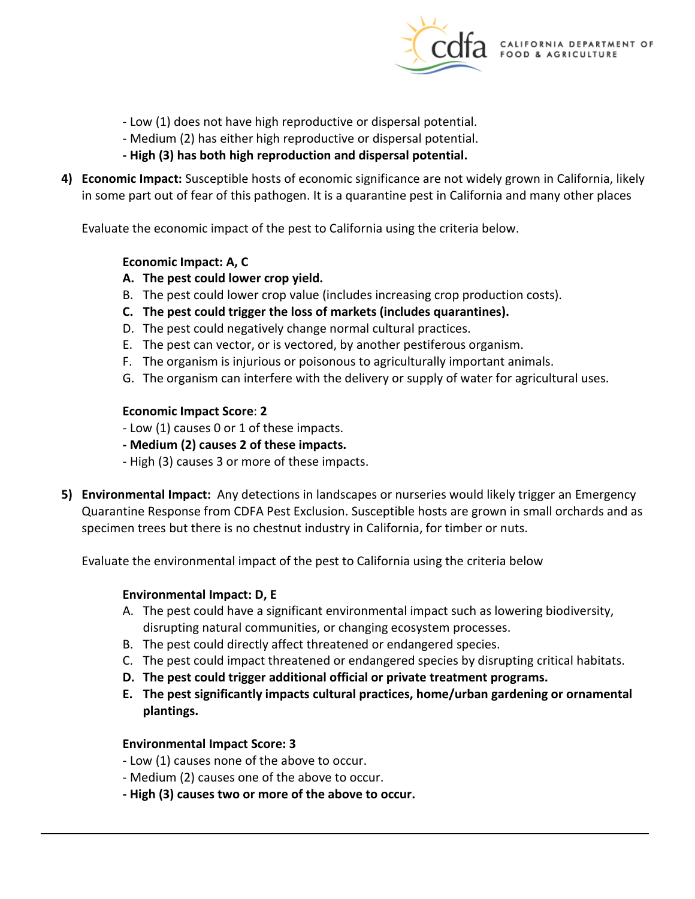- Low (1) does not have high reproductive or dispersal potential.
- Medium (2) has either high reproductive or dispersal potential.
- **High (3) has both high reproduction and dispersal potential.**

4) **Economic Impact:** Susceptible hosts of economic significance are not widely grown in California, likely in some part out of fear of this pathogen. It is a quarantine pest in California and many other places

Evaluate the economic impact of the pest to California using the criteria below.

**Economic Impact: A, C**

A. **The pest could lower crop yield.**
B. The pest could lower crop value (includes increasing crop production costs).
C. **The pest could trigger the loss of markets (includes quarantines).**
D. The pest could negatively change normal cultural practices.
E. The pest can vector, or is vectored, by another pestiferous organism.
F. The organism is injurious or poisonous to agriculturally important animals.
G. The organism can interfere with the delivery or supply of water for agricultural uses.

**Economic Impact Score**: **2**

- Low (1) causes 0 or 1 of these impacts.
- **Medium (2) causes 2 of these impacts.**
- High (3) causes 3 or more of these impacts.

5) **Environmental Impact:** Any detections in landscapes or nurseries would likely trigger an Emergency Quarantine Response from CDFA Pest Exclusion. Susceptible hosts are grown in small orchards and as specimen trees but there is no chestnut industry in California, for timber or nuts.

Evaluate the environmental impact of the pest to California using the criteria below

**Environmental Impact: D, E**

A. The pest could have a significant environmental impact such as lowering biodiversity, disrupting natural communities, or changing ecosystem processes.
B. The pest could directly affect threatened or endangered species.
C. The pest could impact threatened or endangered species by disrupting critical habitats.
D. **The pest could trigger additional official or private treatment programs.**
E. **The pest significantly impacts cultural practices, home/urban gardening or ornamental plantings.**

**Environmental Impact Score: 3**

- Low (1) causes none of the above to occur.
- Medium (2) causes one of the above to occur.
- **High (3) causes two or more of the above to occur.**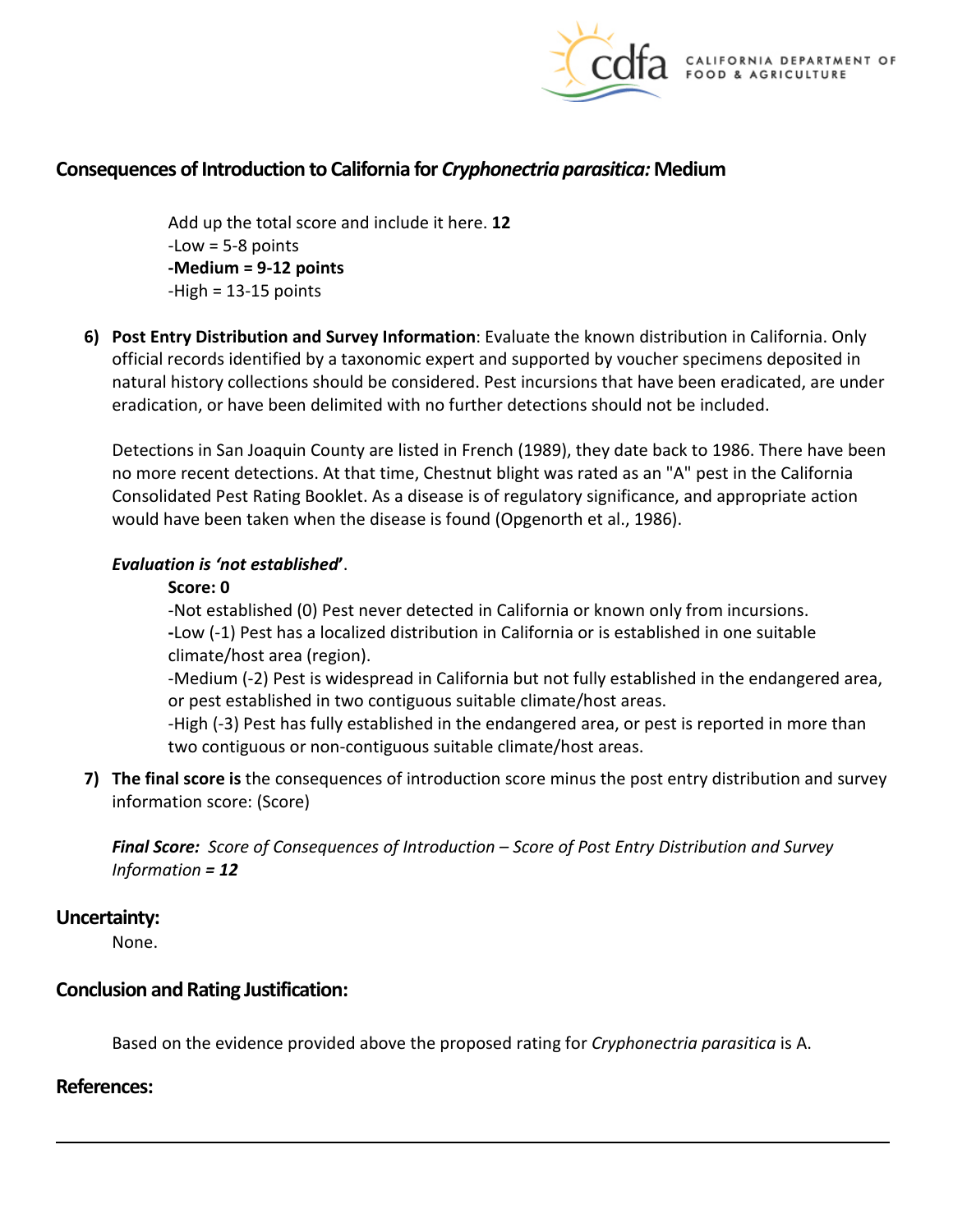## Consequences of Introduction to California for *Cryphonectria parasitica:* Medium

Add up the total score and include it here. **12**
-Low = 5-8 points
**-Medium = 9-12 points**
-High = 13-15 points

6) **Post Entry Distribution and Survey Information**: Evaluate the known distribution in California. Only official records identified by a taxonomic expert and supported by voucher specimens deposited in natural history collections should be considered. Pest incursions that have been eradicated, are under eradication, or have been delimited with no further detections should not be included.

   Detections in San Joaquin County are listed in French (1989), they date back to 1986. There have been no more recent detections. At that time, Chestnut blight was rated as an "A" pest in the California Consolidated Pest Rating Booklet. As a disease is of regulatory significance, and appropriate action would have been taken when the disease is found (Opgenorth et al., 1986).

   ***Evaluation is 'not established'***.

   **Score: 0**

   -Not established (0) Pest never detected in California or known only from incursions.
   -Low (-1) Pest has a localized distribution in California or is established in one suitable climate/host area (region).
   -Medium (-2) Pest is widespread in California but not fully established in the endangered area, or pest established in two contiguous suitable climate/host areas.
   -High (-3) Pest has fully established in the endangered area, or pest is reported in more than two contiguous or non-contiguous suitable climate/host areas.

7) **The final score is** the consequences of introduction score minus the post entry distribution and survey information score: (Score)

   ***Final Score:*** *Score of Consequences of Introduction – Score of Post Entry Distribution and Survey Information **= 12***

## Uncertainty:

None.

## Conclusion and Rating Justification:

Based on the evidence provided above the proposed rating for *Cryphonectria parasitica* is A.

## References: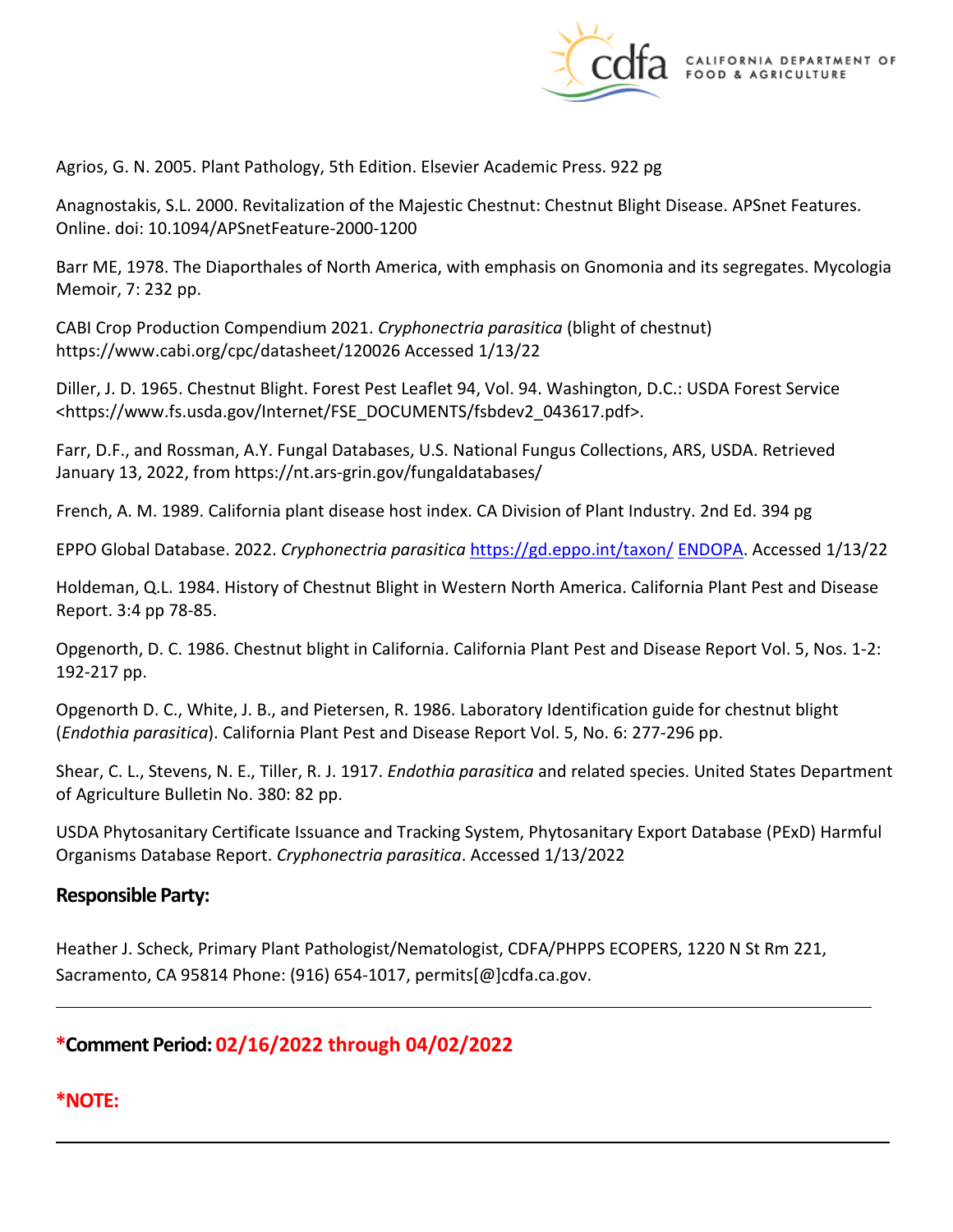Agrios, G. N. 2005. Plant Pathology, 5th Edition. Elsevier Academic Press. 922 pg

Anagnostakis, S.L. 2000. Revitalization of the Majestic Chestnut: Chestnut Blight Disease. APSnet Features. Online. doi: 10.1094/APSnetFeature-2000-1200

Barr ME, 1978. The Diaporthales of North America, with emphasis on Gnomonia and its segregates. Mycologia Memoir, 7: 232 pp.

CABI Crop Production Compendium 2021. *Cryphonectria parasitica* (blight of chestnut) https://www.cabi.org/cpc/datasheet/120026 Accessed 1/13/22

Diller, J. D. 1965. Chestnut Blight. Forest Pest Leaflet 94, Vol. 94. Washington, D.C.: USDA Forest Service <https://www.fs.usda.gov/Internet/FSE_DOCUMENTS/fsbdev2_043617.pdf>.

Farr, D.F., and Rossman, A.Y. Fungal Databases, U.S. National Fungus Collections, ARS, USDA. Retrieved January 13, 2022, from https://nt.ars-grin.gov/fungaldatabases/

French, A. M. 1989. California plant disease host index. CA Division of Plant Industry. 2nd Ed. 394 pg

EPPO Global Database. 2022. *Cryphonectria parasitica* https://gd.eppo.int/taxon/ ENDOPA. Accessed 1/13/22

Holdeman, Q.L. 1984. History of Chestnut Blight in Western North America. California Plant Pest and Disease Report. 3:4 pp 78-85.

Opgenorth, D. C. 1986. Chestnut blight in California. California Plant Pest and Disease Report Vol. 5, Nos. 1-2: 192-217 pp.

Opgenorth D. C., White, J. B., and Pietersen, R. 1986. Laboratory Identification guide for chestnut blight (*Endothia parasitica*). California Plant Pest and Disease Report Vol. 5, No. 6: 277-296 pp.

Shear, C. L., Stevens, N. E., Tiller, R. J. 1917. *Endothia parasitica* and related species. United States Department of Agriculture Bulletin No. 380: 82 pp.

USDA Phytosanitary Certificate Issuance and Tracking System, Phytosanitary Export Database (PExD) Harmful Organisms Database Report. *Cryphonectria parasitica*. Accessed 1/13/2022

## Responsible Party:

Heather J. Scheck, Primary Plant Pathologist/Nematologist, CDFA/PHPPS ECOPERS, 1220 N St Rm 221, Sacramento, CA 95814 Phone: (916) 654-1017, permits[@]cdfa.ca.gov.

---

## *Comment Period: 02/16/2022 through 04/02/2022

## *NOTE:

---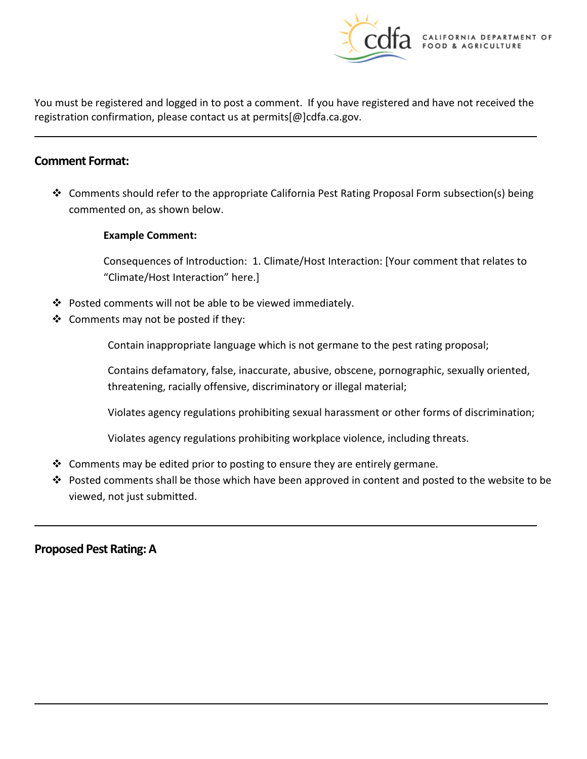You must be registered and logged in to post a comment. If you have registered and have not received the registration confirmation, please contact us at permits[@]cdfa.ca.gov.

---

## Comment Format:

- Comments should refer to the appropriate California Pest Rating Proposal Form subsection(s) being commented on, as shown below.

  **Example Comment:**

  Consequences of Introduction: 1. Climate/Host Interaction: [Your comment that relates to "Climate/Host Interaction" here.]

- Posted comments will not be able to be viewed immediately.
- Comments may not be posted if they:

  Contain inappropriate language which is not germane to the pest rating proposal;

  Contains defamatory, false, inaccurate, abusive, obscene, pornographic, sexually oriented, threatening, racially offensive, discriminatory or illegal material;

  Violates agency regulations prohibiting sexual harassment or other forms of discrimination;

  Violates agency regulations prohibiting workplace violence, including threats.

- Comments may be edited prior to posting to ensure they are entirely germane.
- Posted comments shall be those which have been approved in content and posted to the website to be viewed, not just submitted.

---

## Proposed Pest Rating: A

---